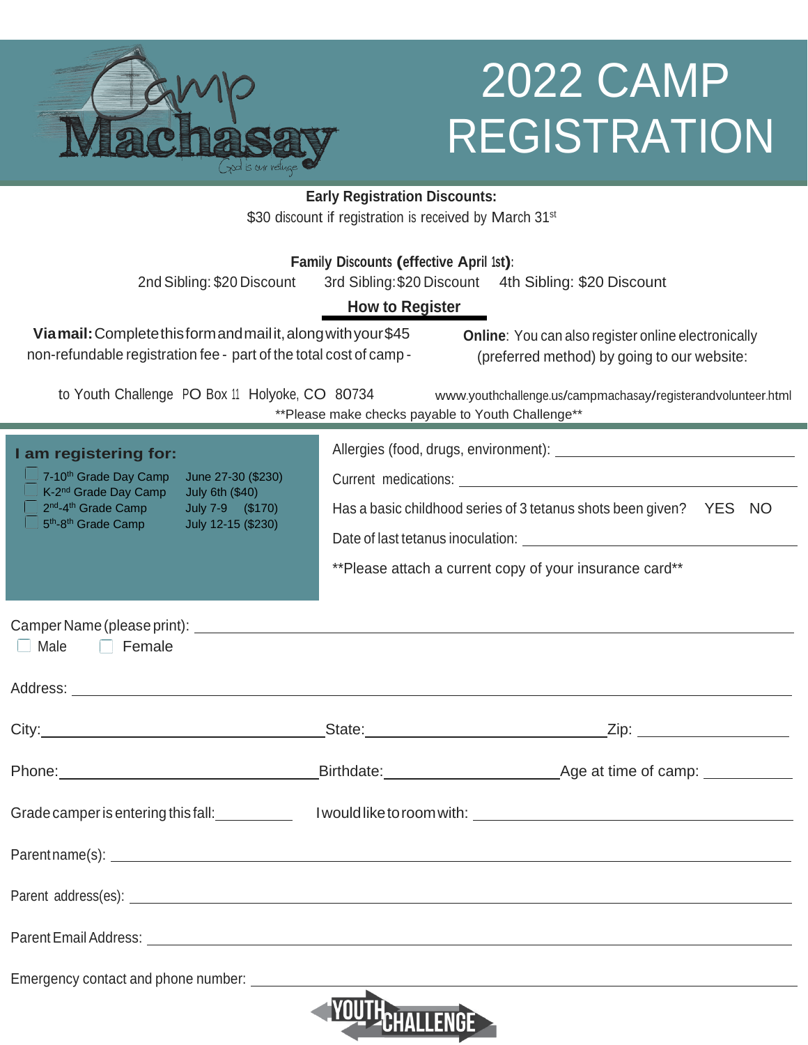Camp Machasay
God is our refuge

# 2022 CAMP REGISTRATION

**Early Registration Discounts:**
$30 discount if registration is received by March 31st

**Family Discounts (effective April 1st):**
2nd Sibling: $20 Discount    3rd Sibling: $20 Discount    4th Sibling: $20 Discount

## How to Register

**Via mail:** Complete this form and mail it, along with your $45 non-refundable registration fee - part of the total cost of camp - to Youth Challenge PO Box 11 Holyoke, CO 80734

**Online**: You can also register online electronically (preferred method) by going to our website:
www.youthchallenge.us/campmachasay/registerandvolunteer.html

**Please make checks payable to Youth Challenge**

**I am registering for:**

- ☐ 7-10th Grade Day Camp — June 27-30 ($230)
- ☐ K-2nd Grade Day Camp — July 6th ($40)
- ☐ 2nd-4th Grade Camp — July 7-9 ($170)
- ☐ 5th-8th Grade Camp — July 12-15 ($230)

Allergies (food, drugs, environment): ____________________

Current medications: ____________________

Has a basic childhood series of 3 tetanus shots been given? YES NO

Date of last tetanus inoculation: ____________________

**Please attach a current copy of your insurance card**

Camper Name (please print): ____________________
☐ Male ☐ Female

Address: ____________________

City: ____________________ State: ____________________ Zip: ____________________

Phone: ____________________ Birthdate: ____________________ Age at time of camp: ____________________

Grade camper is entering this fall: __________ I would like to room with: ____________________

Parent name(s): ____________________

Parent address(es): ____________________

Parent Email Address: ____________________

Emergency contact and phone number: ____________________

YOUTH CHALLENGE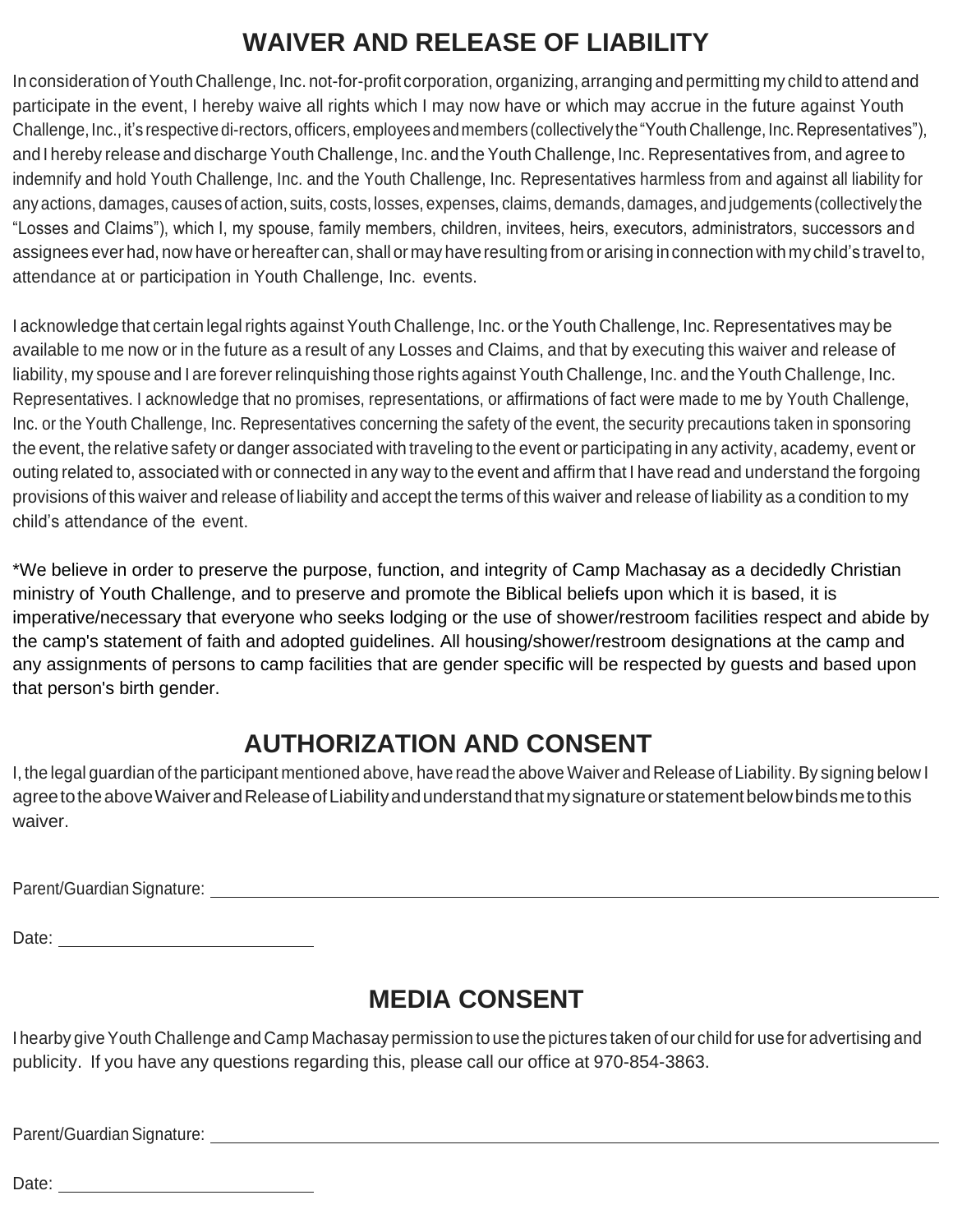# WAIVER AND RELEASE OF LIABILITY

In consideration of Youth Challenge, Inc. not-for-profit corporation, organizing, arranging and permitting my child to attend and participate in the event, I hereby waive all rights which I may now have or which may accrue in the future against Youth Challenge, Inc., it's respective di-rectors, officers, employees and members (collectively the "Youth Challenge, Inc. Representatives"), and I hereby release and discharge Youth Challenge, Inc. and the Youth Challenge, Inc. Representatives from, and agree to indemnify and hold Youth Challenge, Inc. and the Youth Challenge, Inc. Representatives harmless from and against all liability for any actions, damages, causes of action, suits, costs, losses, expenses, claims, demands, damages, and judgements (collectively the "Losses and Claims"), which I, my spouse, family members, children, invitees, heirs, executors, administrators, successors and assignees ever had, now have or hereafter can, shall or may have resulting from or arising in connection with my child's travel to, attendance at or participation in Youth Challenge, Inc. events.

I acknowledge that certain legal rights against Youth Challenge, Inc. or the Youth Challenge, Inc. Representatives may be available to me now or in the future as a result of any Losses and Claims, and that by executing this waiver and release of liability, my spouse and I are forever relinquishing those rights against Youth Challenge, Inc. and the Youth Challenge, Inc. Representatives. I acknowledge that no promises, representations, or affirmations of fact were made to me by Youth Challenge, Inc. or the Youth Challenge, Inc. Representatives concerning the safety of the event, the security precautions taken in sponsoring the event, the relative safety or danger associated with traveling to the event or participating in any activity, academy, event or outing related to, associated with or connected in any way to the event and affirm that I have read and understand the forgoing provisions of this waiver and release of liability and accept the terms of this waiver and release of liability as a condition to my child's attendance of the event.

*We believe in order to preserve the purpose, function, and integrity of Camp Machasay as a decidedly Christian ministry of Youth Challenge, and to preserve and promote the Biblical beliefs upon which it is based, it is imperative/necessary that everyone who seeks lodging or the use of shower/restroom facilities respect and abide by the camp's statement of faith and adopted guidelines. All housing/shower/restroom designations at the camp and any assignments of persons to camp facilities that are gender specific will be respected by guests and based upon that person's birth gender.

# AUTHORIZATION AND CONSENT

I, the legal guardian of the participant mentioned above, have read the above Waiver and Release of Liability. By signing below I agree to the above Waiver and Release of Liability and understand that my signature or statement below binds me to this waiver.

Parent/Guardian Signature: ______________________________

Date: ______________________

# MEDIA CONSENT

I hearby give Youth Challenge and Camp Machasay permission to use the pictures taken of our child for use for advertising and publicity. If you have any questions regarding this, please call our office at 970-854-3863.

Parent/Guardian Signature: ______________________________

Date: ______________________